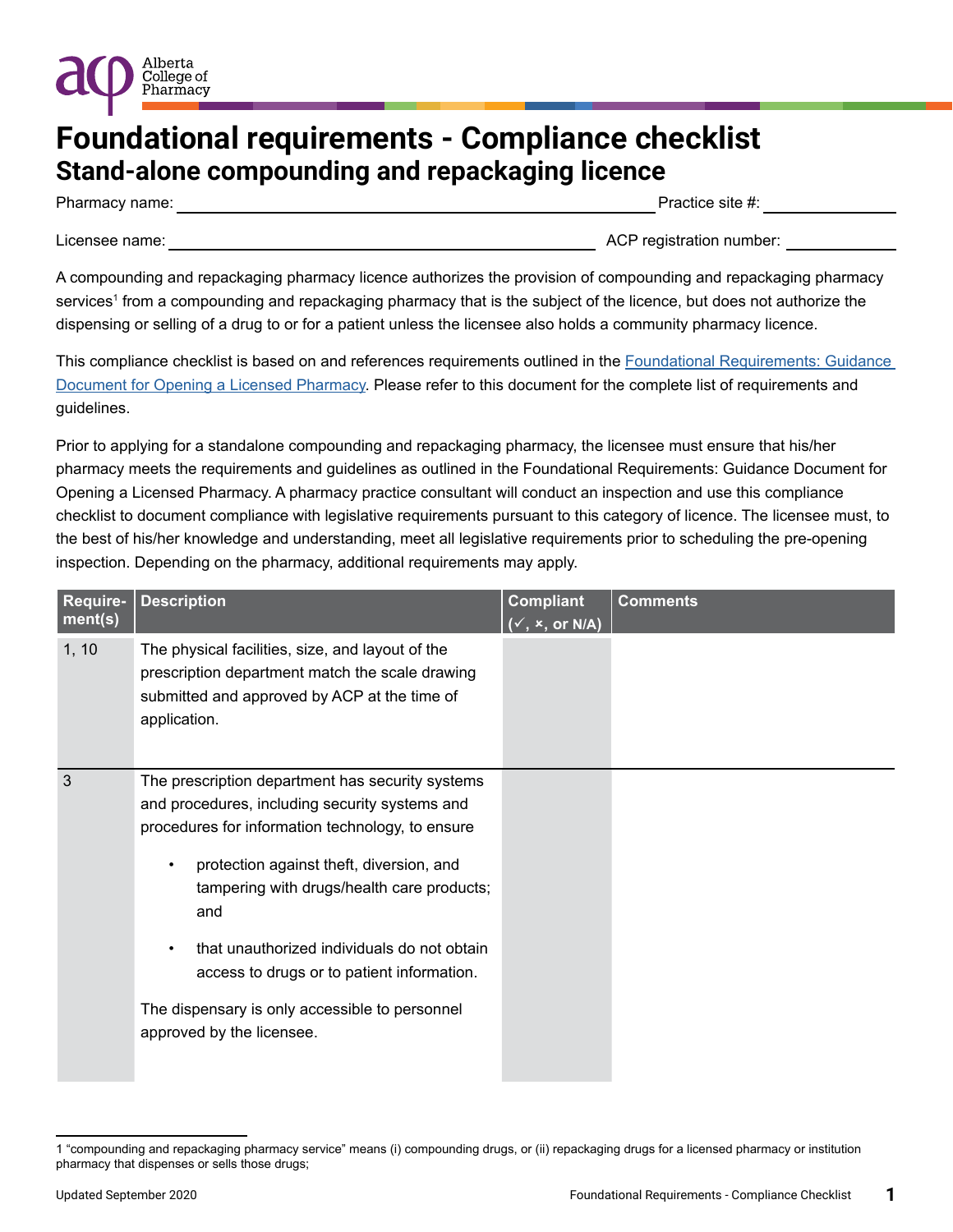# Foundational requirements - Compliance checklist

## Stand-alone compounding and repackaging licence

Pharmacy name: ______________________________ Practice site #: ______________

Licensee name: ______________________________ ACP registration number: ______________

A compounding and repackaging pharmacy licence authorizes the provision of compounding and repackaging pharmacy services[1] from a compounding and repackaging pharmacy that is the subject of the licence, but does not authorize the dispensing or selling of a drug to or for a patient unless the licensee also holds a community pharmacy licence.

This compliance checklist is based on and references requirements outlined in the [Foundational Requirements: Guidance Document for Opening a Licensed Pharmacy](). Please refer to this document for the complete list of requirements and guidelines.

Prior to applying for a standalone compounding and repackaging pharmacy, the licensee must ensure that his/her pharmacy meets the requirements and guidelines as outlined in the Foundational Requirements: Guidance Document for Opening a Licensed Pharmacy. A pharmacy practice consultant will conduct an inspection and use this compliance checklist to document compliance with legislative requirements pursuant to this category of licence. The licensee must, to the best of his/her knowledge and understanding, meet all legislative requirements prior to scheduling the pre-opening inspection. Depending on the pharmacy, additional requirements may apply.

| Requirement(s) | Description | Compliant (✓, ×, or N/A) | Comments |
|---|---|---|---|
| 1, 10 | The physical facilities, size, and layout of the prescription department match the scale drawing submitted and approved by ACP at the time of application. | | |
| 3 | The prescription department has security systems and procedures, including security systems and procedures for information technology, to ensure<br>• protection against theft, diversion, and tampering with drugs/health care products; and<br>• that unauthorized individuals do not obtain access to drugs or to patient information.<br>The dispensary is only accessible to personnel approved by the licensee. | | |

1 "compounding and repackaging pharmacy service" means (i) compounding drugs, or (ii) repackaging drugs for a licensed pharmacy or institution pharmacy that dispenses or sells those drugs;

Updated September 2020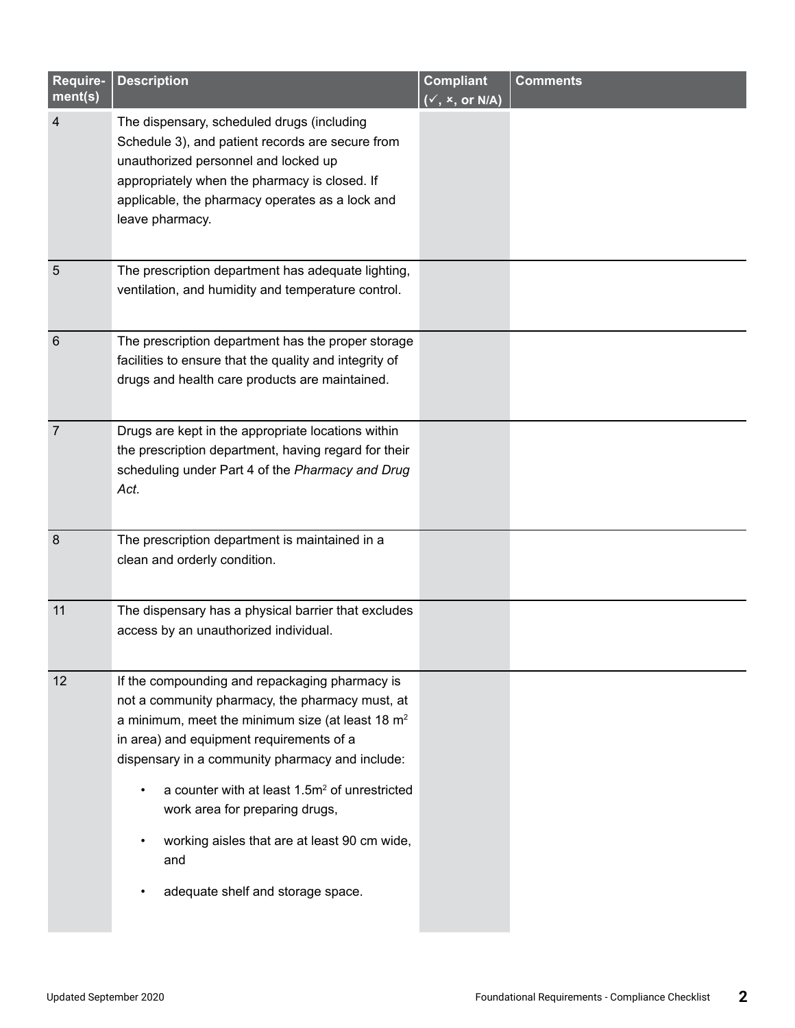| Require-ment(s) | Description | Compliant (✓, ×, or N/A) | Comments |
|---|---|---|---|
| 4 | The dispensary, scheduled drugs (including Schedule 3), and patient records are secure from unauthorized personnel and locked up appropriately when the pharmacy is closed. If applicable, the pharmacy operates as a lock and leave pharmacy. | | |
| 5 | The prescription department has adequate lighting, ventilation, and humidity and temperature control. | | |
| 6 | The prescription department has the proper storage facilities to ensure that the quality and integrity of drugs and health care products are maintained. | | |
| 7 | Drugs are kept in the appropriate locations within the prescription department, having regard for their scheduling under Part 4 of the *Pharmacy and Drug Act*. | | |
| 8 | The prescription department is maintained in a clean and orderly condition. | | |
| 11 | The dispensary has a physical barrier that excludes access by an unauthorized individual. | | |
| 12 | If the compounding and repackaging pharmacy is not a community pharmacy, the pharmacy must, at a minimum, meet the minimum size (at least 18 $m^2$ in area) and equipment requirements of a dispensary in a community pharmacy and include:<br>• a counter with at least 1.5$m^2$ of unrestricted work area for preparing drugs,<br>• working aisles that are at least 90 cm wide, and<br>• adequate shelf and storage space. | | |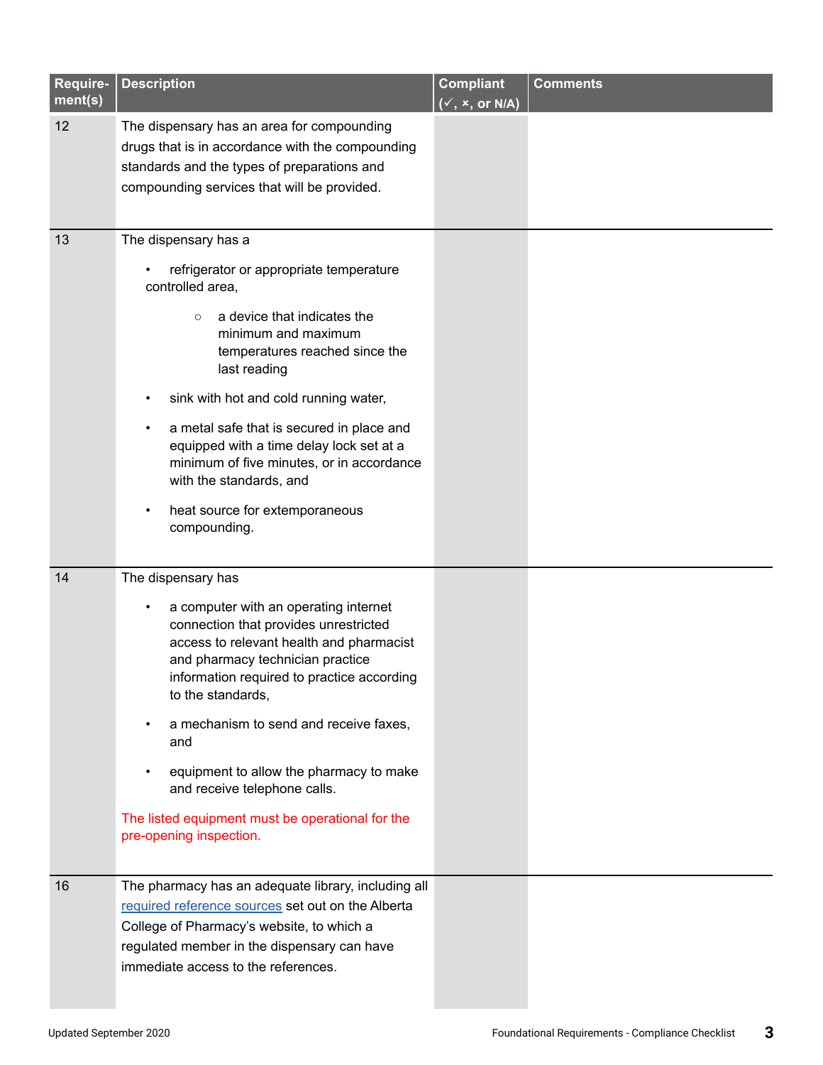| Requirement(s) | Description | Compliant (✓, ×, or N/A) | Comments |
|---|---|---|---|
| 12 | The dispensary has an area for compounding drugs that is in accordance with the compounding standards and the types of preparations and compounding services that will be provided. | | |
| 13 | The dispensary has a<br>• refrigerator or appropriate temperature controlled area,<br>  ○ a device that indicates the minimum and maximum temperatures reached since the last reading<br>• sink with hot and cold running water,<br>• a metal safe that is secured in place and equipped with a time delay lock set at a minimum of five minutes, or in accordance with the standards, and<br>• heat source for extemporaneous compounding. | | |
| 14 | The dispensary has<br>• a computer with an operating internet connection that provides unrestricted access to relevant health and pharmacist and pharmacy technician practice information required to practice according to the standards,<br>• a mechanism to send and receive faxes, and<br>• equipment to allow the pharmacy to make and receive telephone calls.<br>The listed equipment must be operational for the pre-opening inspection. | | |
| 16 | The pharmacy has an adequate library, including all required reference sources set out on the Alberta College of Pharmacy's website, to which a regulated member in the dispensary can have immediate access to the references. | | |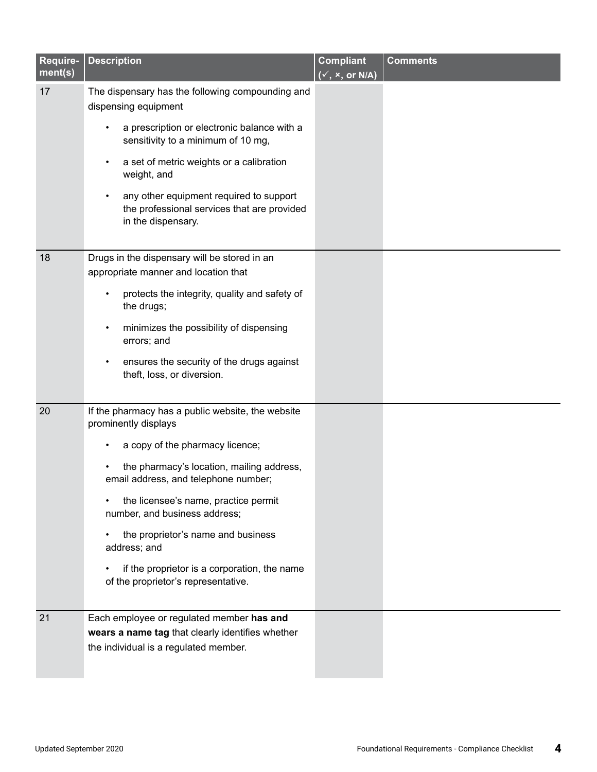| Requirement(s) | Description | Compliant (✓, ×, or N/A) | Comments |
|---|---|---|---|
| 17 | The dispensary has the following compounding and dispensing equipment<br>• a prescription or electronic balance with a sensitivity to a minimum of 10 mg,<br>• a set of metric weights or a calibration weight, and<br>• any other equipment required to support the professional services that are provided in the dispensary. | | |
| 18 | Drugs in the dispensary will be stored in an appropriate manner and location that<br>• protects the integrity, quality and safety of the drugs;<br>• minimizes the possibility of dispensing errors; and<br>• ensures the security of the drugs against theft, loss, or diversion. | | |
| 20 | If the pharmacy has a public website, the website prominently displays<br>• a copy of the pharmacy licence;<br>• the pharmacy's location, mailing address, email address, and telephone number;<br>• the licensee's name, practice permit number, and business address;<br>• the proprietor's name and business address; and<br>• if the proprietor is a corporation, the name of the proprietor's representative. | | |
| 21 | Each employee or regulated member **has and wears a name tag** that clearly identifies whether the individual is a regulated member. | | |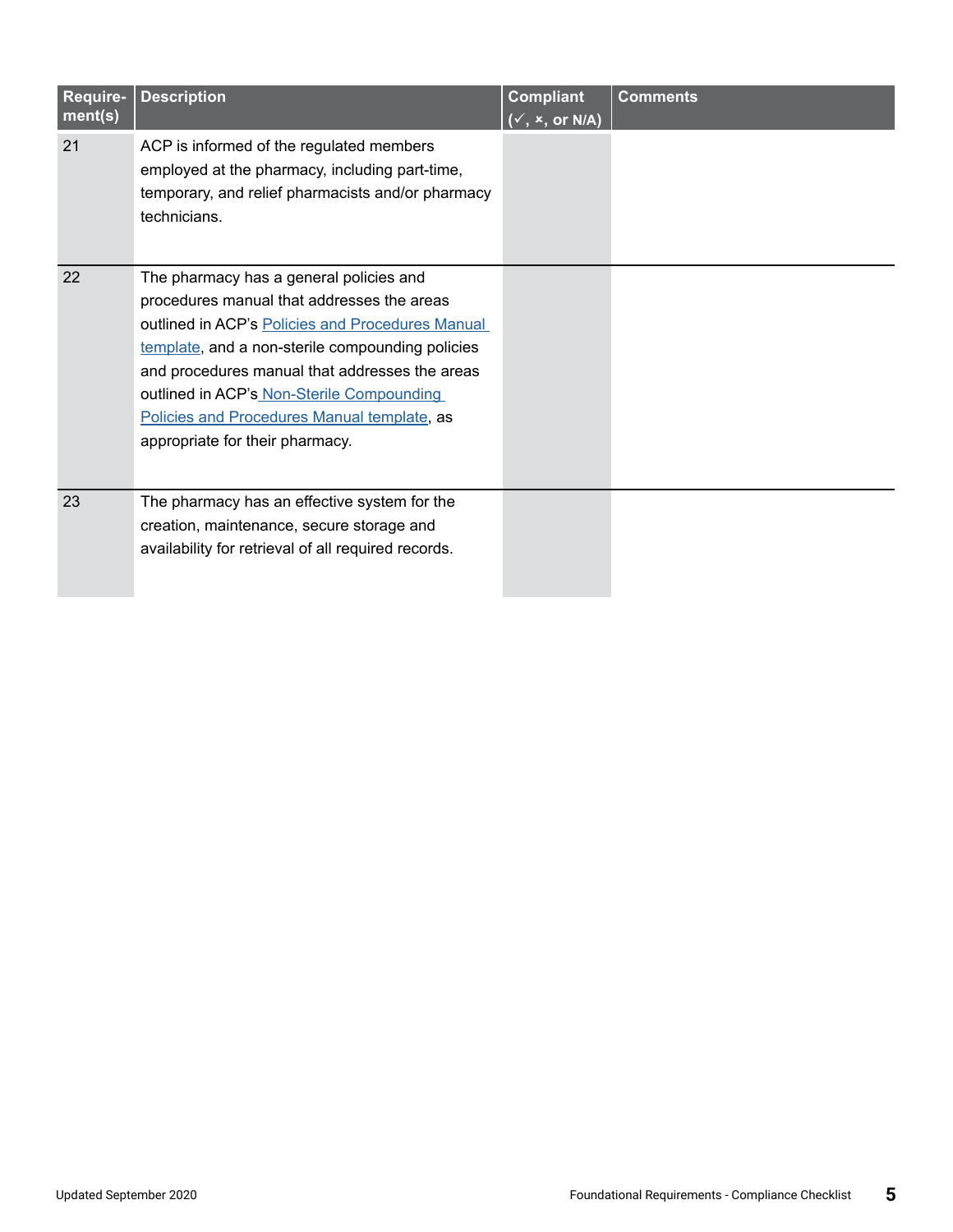| Require-ment(s) | Description | Compliant (✓, ×, or N/A) | Comments |
|---|---|---|---|
| 21 | ACP is informed of the regulated members employed at the pharmacy, including part-time, temporary, and relief pharmacists and/or pharmacy technicians. | | |
| 22 | The pharmacy has a general policies and procedures manual that addresses the areas outlined in ACP's Policies and Procedures Manual template, and a non-sterile compounding policies and procedures manual that addresses the areas outlined in ACP's Non-Sterile Compounding Policies and Procedures Manual template, as appropriate for their pharmacy. | | |
| 23 | The pharmacy has an effective system for the creation, maintenance, secure storage and availability for retrieval of all required records. | | |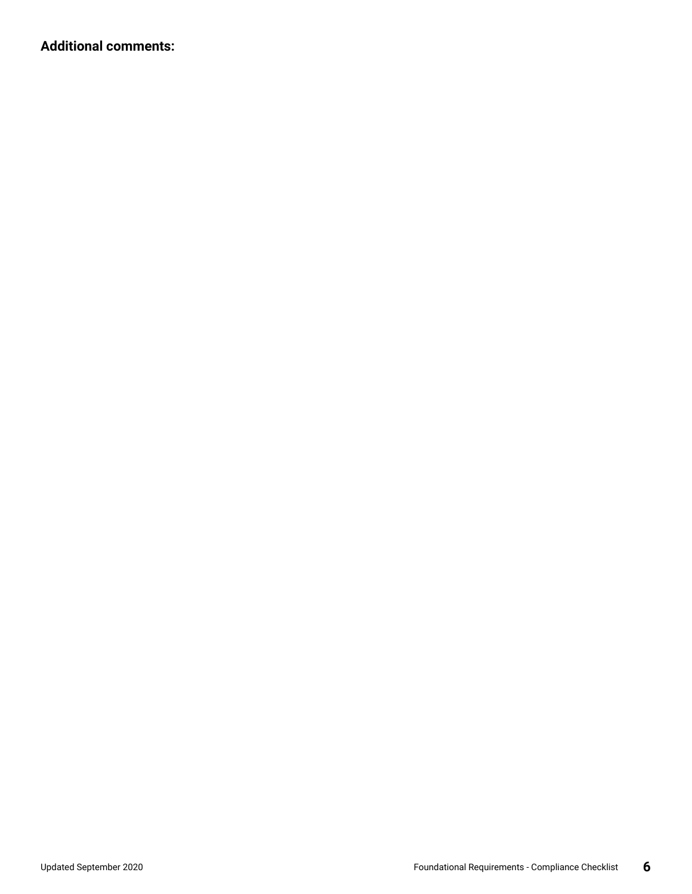**Additional comments:**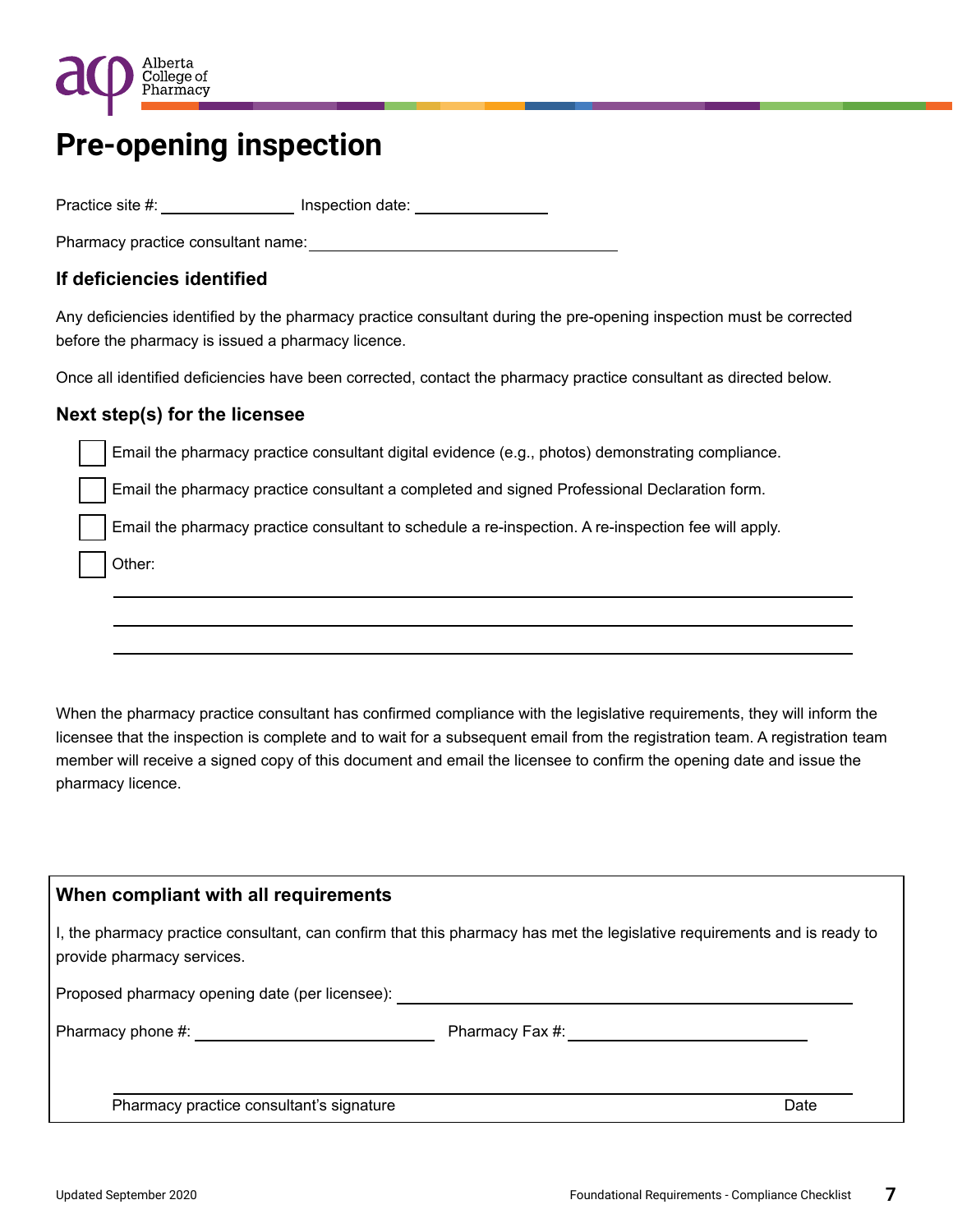# Pre-opening inspection

Practice site #: ______________ Inspection date: ______________

Pharmacy practice consultant name: ______________________________

### If deficiencies identified

Any deficiencies identified by the pharmacy practice consultant during the pre-opening inspection must be corrected before the pharmacy is issued a pharmacy licence.

Once all identified deficiencies have been corrected, contact the pharmacy practice consultant as directed below.

### Next step(s) for the licensee

- [ ] Email the pharmacy practice consultant digital evidence (e.g., photos) demonstrating compliance.
- [ ] Email the pharmacy practice consultant a completed and signed Professional Declaration form.
- [ ] Email the pharmacy practice consultant to schedule a re-inspection. A re-inspection fee will apply.
- [ ] Other:

______________________________________________________________

______________________________________________________________

______________________________________________________________

When the pharmacy practice consultant has confirmed compliance with the legislative requirements, they will inform the licensee that the inspection is complete and to wait for a subsequent email from the registration team. A registration team member will receive a signed copy of this document and email the licensee to confirm the opening date and issue the pharmacy licence.

### When compliant with all requirements

I, the pharmacy practice consultant, can confirm that this pharmacy has met the legislative requirements and is ready to provide pharmacy services.

Proposed pharmacy opening date (per licensee): ______________________________

Pharmacy phone #: ______________________ Pharmacy Fax #: ______________________

______________________________________________________________

Pharmacy practice consultant's signature Date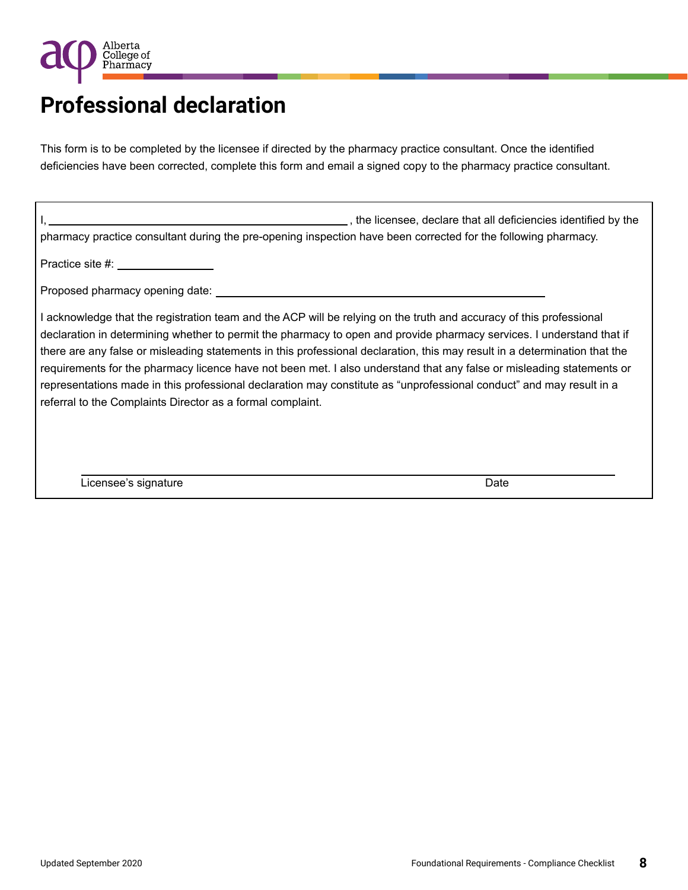# Professional declaration

This form is to be completed by the licensee if directed by the pharmacy practice consultant. Once the identified deficiencies have been corrected, complete this form and email a signed copy to the pharmacy practice consultant.

I, \_\_\_\_\_\_\_\_\_\_\_\_\_\_\_\_\_\_\_\_\_\_\_\_\_\_\_\_\_\_\_\_\_\_\_\_\_\_\_\_\_\_\_\_\_\_\_\_\_\_\_\_, the licensee, declare that all deficiencies identified by the pharmacy practice consultant during the pre-opening inspection have been corrected for the following pharmacy.

Practice site #: \_\_\_\_\_\_\_\_\_\_\_\_\_\_\_\_\_\_\_\_

Proposed pharmacy opening date: \_\_\_\_\_\_\_\_\_\_\_\_\_\_\_\_\_\_\_\_\_\_\_\_\_\_\_\_\_\_\_\_\_\_\_\_\_\_\_\_\_\_\_\_\_\_\_\_\_\_\_\_

I acknowledge that the registration team and the ACP will be relying on the truth and accuracy of this professional declaration in determining whether to permit the pharmacy to open and provide pharmacy services. I understand that if there are any false or misleading statements in this professional declaration, this may result in a determination that the requirements for the pharmacy licence have not been met. I also understand that any false or misleading statements or representations made in this professional declaration may constitute as "unprofessional conduct" and may result in a referral to the Complaints Director as a formal complaint.

\_\_\_\_\_\_\_\_\_\_\_\_\_\_\_\_\_\_\_\_\_\_\_\_\_\_\_\_\_\_\_\_\_\_\_\_\_\_\_\_\_\_\_\_\_\_\_\_\_\_\_\_\_\_\_\_\_\_\_\_\_\_\_\_\_\_\_\_\_\_\_\_\_\_\_\_

Licensee's signature &nbsp;&nbsp;&nbsp;&nbsp;&nbsp;&nbsp;&nbsp;&nbsp;&nbsp;&nbsp;&nbsp;&nbsp;&nbsp;&nbsp;&nbsp;&nbsp;&nbsp;&nbsp;&nbsp;&nbsp;&nbsp;&nbsp;&nbsp;&nbsp;&nbsp;&nbsp;&nbsp;&nbsp;&nbsp;&nbsp;&nbsp;&nbsp; Date

Updated September 2020